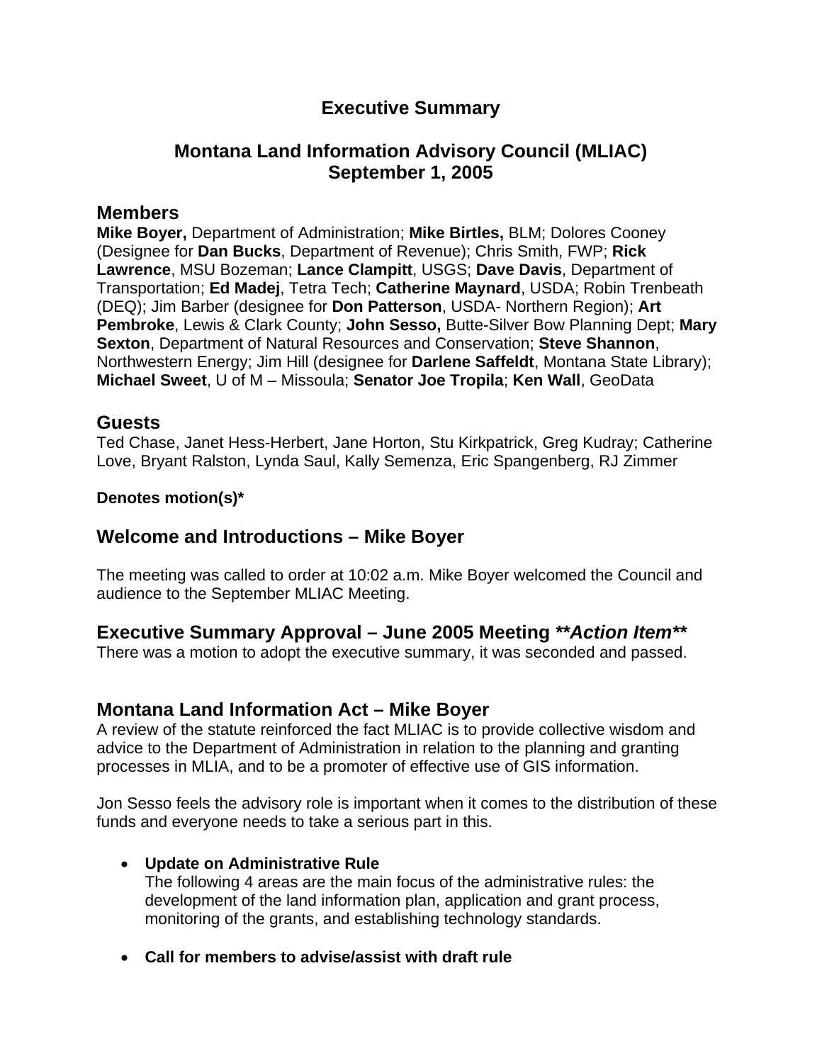# Executive Summary

## Montana Land Information Advisory Council (MLIAC)
## September 1, 2005

### Members

**Mike Boyer,** Department of Administration; **Mike Birtles,** BLM; Dolores Cooney (Designee for **Dan Bucks**, Department of Revenue); Chris Smith, FWP; **Rick Lawrence**, MSU Bozeman; **Lance Clampitt**, USGS; **Dave Davis**, Department of Transportation; **Ed Madej**, Tetra Tech; **Catherine Maynard**, USDA; Robin Trenbeath (DEQ); Jim Barber (designee for **Don Patterson**, USDA- Northern Region); **Art Pembroke**, Lewis & Clark County; **John Sesso,** Butte-Silver Bow Planning Dept; **Mary Sexton**, Department of Natural Resources and Conservation; **Steve Shannon**, Northwestern Energy; Jim Hill (designee for **Darlene Saffeldt**, Montana State Library); **Michael Sweet**, U of M – Missoula; **Senator Joe Tropila**; **Ken Wall**, GeoData

### Guests

Ted Chase, Janet Hess-Herbert, Jane Horton, Stu Kirkpatrick, Greg Kudray; Catherine Love, Bryant Ralston, Lynda Saul, Kally Semenza, Eric Spangenberg, RJ Zimmer

**Denotes motion(s)***

### Welcome and Introductions – Mike Boyer

The meeting was called to order at 10:02 a.m. Mike Boyer welcomed the Council and audience to the September MLIAC Meeting.

### Executive Summary Approval – June 2005 Meeting ***\*\*Action Item\*\****

There was a motion to adopt the executive summary, it was seconded and passed.

### Montana Land Information Act – Mike Boyer

A review of the statute reinforced the fact MLIAC is to provide collective wisdom and advice to the Department of Administration in relation to the planning and granting processes in MLIA, and to be a promoter of effective use of GIS information.

Jon Sesso feels the advisory role is important when it comes to the distribution of these funds and everyone needs to take a serious part in this.

- **Update on Administrative Rule**
  The following 4 areas are the main focus of the administrative rules: the development of the land information plan, application and grant process, monitoring of the grants, and establishing technology standards.

- **Call for members to advise/assist with draft rule**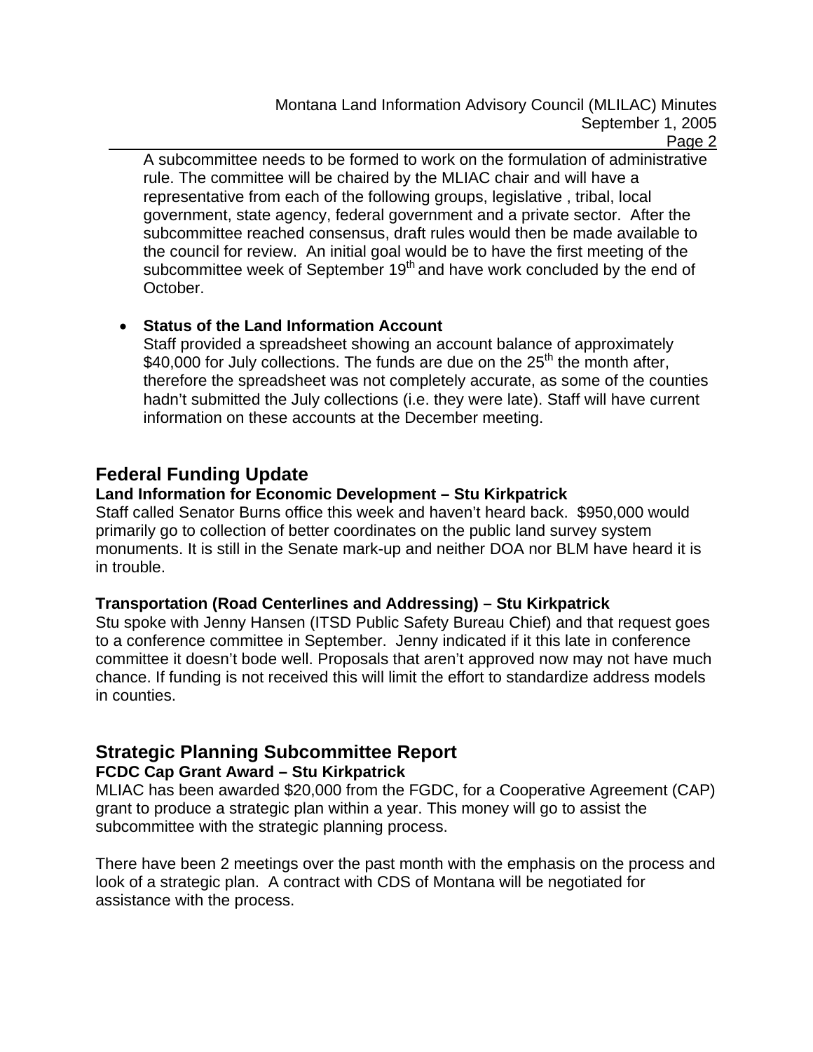A subcommittee needs to be formed to work on the formulation of administrative rule. The committee will be chaired by the MLIAC chair and will have a representative from each of the following groups, legislative , tribal, local government, state agency, federal government and a private sector. After the subcommittee reached consensus, draft rules would then be made available to the council for review. An initial goal would be to have the first meeting of the subcommittee week of September 19th and have work concluded by the end of October.

- **Status of the Land Information Account**
  Staff provided a spreadsheet showing an account balance of approximately $40,000 for July collections. The funds are due on the 25th the month after, therefore the spreadsheet was not completely accurate, as some of the counties hadn't submitted the July collections (i.e. they were late). Staff will have current information on these accounts at the December meeting.

## Federal Funding Update

### Land Information for Economic Development – Stu Kirkpatrick

Staff called Senator Burns office this week and haven't heard back. $950,000 would primarily go to collection of better coordinates on the public land survey system monuments. It is still in the Senate mark-up and neither DOA nor BLM have heard it is in trouble.

### Transportation (Road Centerlines and Addressing) – Stu Kirkpatrick

Stu spoke with Jenny Hansen (ITSD Public Safety Bureau Chief) and that request goes to a conference committee in September. Jenny indicated if it this late in conference committee it doesn't bode well. Proposals that aren't approved now may not have much chance. If funding is not received this will limit the effort to standardize address models in counties.

## Strategic Planning Subcommittee Report

### FCDC Cap Grant Award – Stu Kirkpatrick

MLIAC has been awarded $20,000 from the FGDC, for a Cooperative Agreement (CAP) grant to produce a strategic plan within a year. This money will go to assist the subcommittee with the strategic planning process.

There have been 2 meetings over the past month with the emphasis on the process and look of a strategic plan. A contract with CDS of Montana will be negotiated for assistance with the process.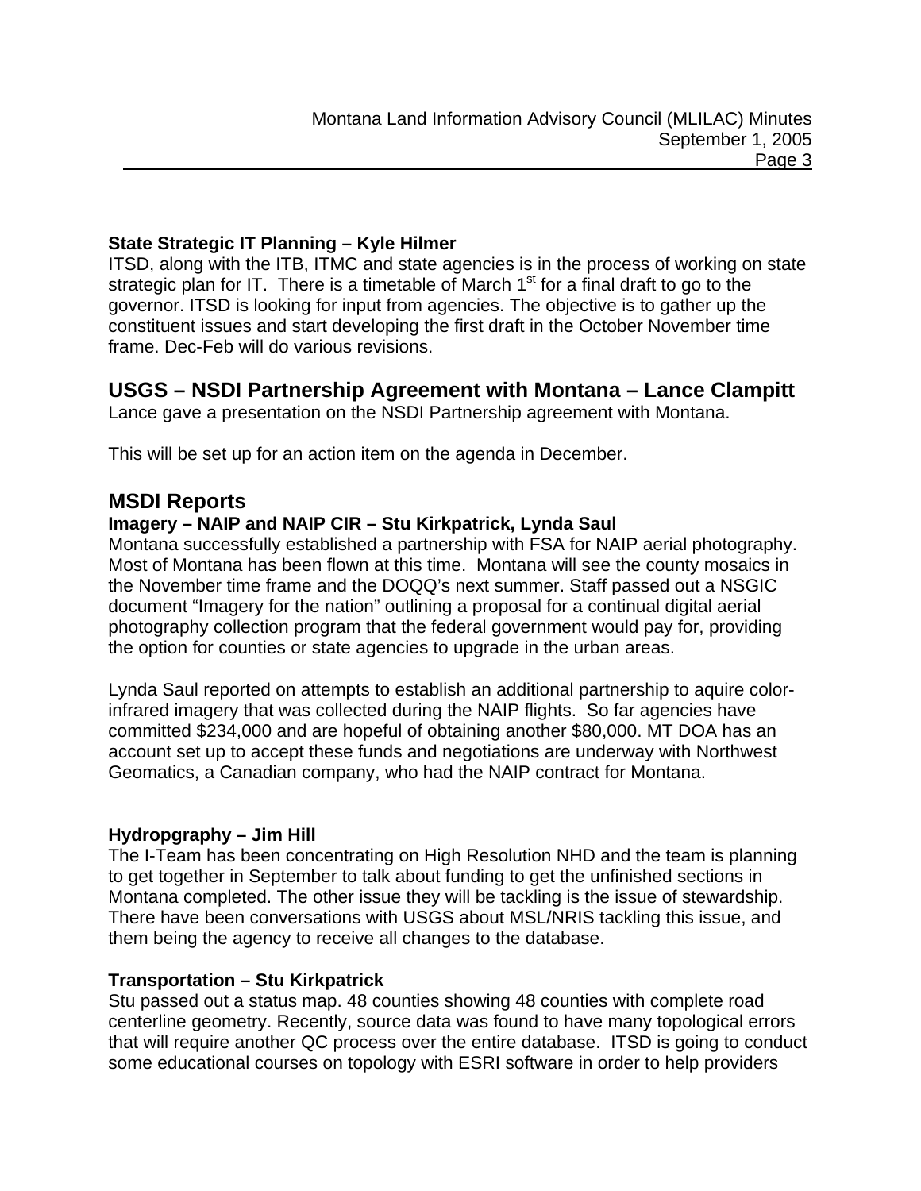### State Strategic IT Planning – Kyle Hilmer

ITSD, along with the ITB, ITMC and state agencies is in the process of working on state strategic plan for IT. There is a timetable of March 1st for a final draft to go to the governor. ITSD is looking for input from agencies. The objective is to gather up the constituent issues and start developing the first draft in the October November time frame. Dec-Feb will do various revisions.

## USGS – NSDI Partnership Agreement with Montana – Lance Clampitt

Lance gave a presentation on the NSDI Partnership agreement with Montana.

This will be set up for an action item on the agenda in December.

## MSDI Reports

### Imagery – NAIP and NAIP CIR – Stu Kirkpatrick, Lynda Saul

Montana successfully established a partnership with FSA for NAIP aerial photography. Most of Montana has been flown at this time. Montana will see the county mosaics in the November time frame and the DOQQ's next summer. Staff passed out a NSGIC document "Imagery for the nation" outlining a proposal for a continual digital aerial photography collection program that the federal government would pay for, providing the option for counties or state agencies to upgrade in the urban areas.

Lynda Saul reported on attempts to establish an additional partnership to aquire color-infrared imagery that was collected during the NAIP flights. So far agencies have committed $234,000 and are hopeful of obtaining another $80,000. MT DOA has an account set up to accept these funds and negotiations are underway with Northwest Geomatics, a Canadian company, who had the NAIP contract for Montana.

### Hydropgraphy – Jim Hill

The I-Team has been concentrating on High Resolution NHD and the team is planning to get together in September to talk about funding to get the unfinished sections in Montana completed. The other issue they will be tackling is the issue of stewardship. There have been conversations with USGS about MSL/NRIS tackling this issue, and them being the agency to receive all changes to the database.

### Transportation – Stu Kirkpatrick

Stu passed out a status map. 48 counties showing 48 counties with complete road centerline geometry. Recently, source data was found to have many topological errors that will require another QC process over the entire database. ITSD is going to conduct some educational courses on topology with ESRI software in order to help providers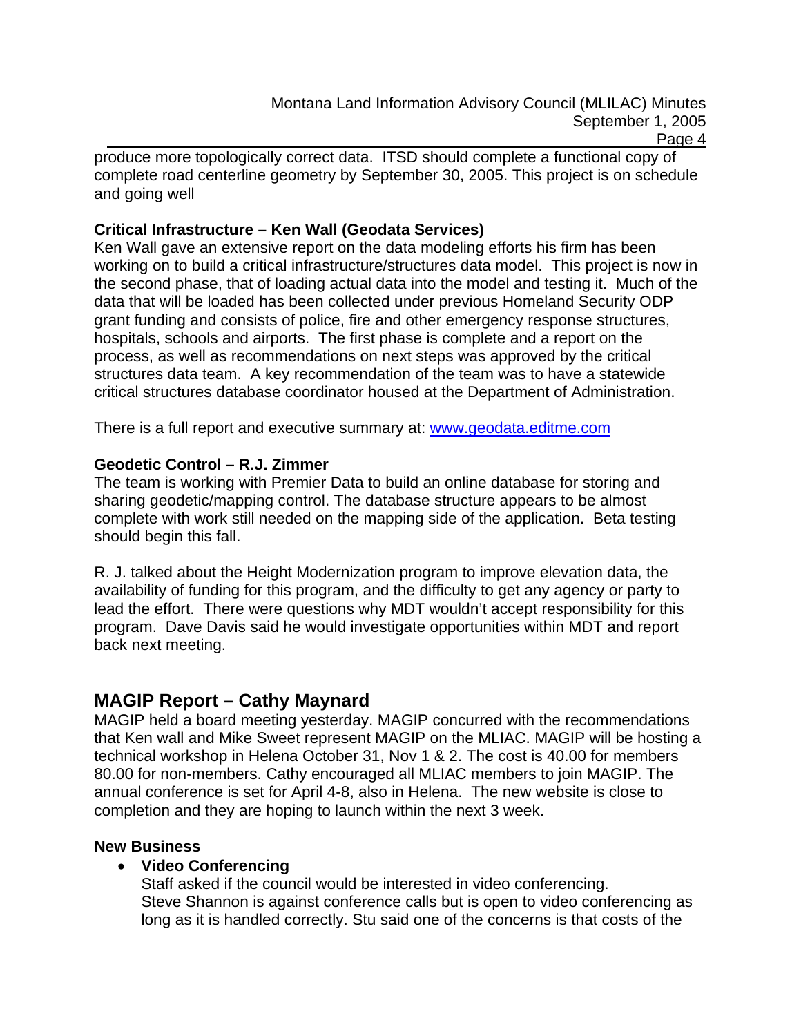produce more topologically correct data. ITSD should complete a functional copy of complete road centerline geometry by September 30, 2005. This project is on schedule and going well

**Critical Infrastructure – Ken Wall (Geodata Services)**
Ken Wall gave an extensive report on the data modeling efforts his firm has been working on to build a critical infrastructure/structures data model. This project is now in the second phase, that of loading actual data into the model and testing it. Much of the data that will be loaded has been collected under previous Homeland Security ODP grant funding and consists of police, fire and other emergency response structures, hospitals, schools and airports. The first phase is complete and a report on the process, as well as recommendations on next steps was approved by the critical structures data team. A key recommendation of the team was to have a statewide critical structures database coordinator housed at the Department of Administration.

There is a full report and executive summary at: [www.geodata.editme.com](http://www.geodata.editme.com)

**Geodetic Control – R.J. Zimmer**
The team is working with Premier Data to build an online database for storing and sharing geodetic/mapping control. The database structure appears to be almost complete with work still needed on the mapping side of the application. Beta testing should begin this fall.

R. J. talked about the Height Modernization program to improve elevation data, the availability of funding for this program, and the difficulty to get any agency or party to lead the effort. There were questions why MDT wouldn't accept responsibility for this program. Dave Davis said he would investigate opportunities within MDT and report back next meeting.

## MAGIP Report – Cathy Maynard

MAGIP held a board meeting yesterday. MAGIP concurred with the recommendations that Ken wall and Mike Sweet represent MAGIP on the MLIAC. MAGIP will be hosting a technical workshop in Helena October 31, Nov 1 & 2. The cost is 40.00 for members 80.00 for non-members. Cathy encouraged all MLIAC members to join MAGIP. The annual conference is set for April 4-8, also in Helena. The new website is close to completion and they are hoping to launch within the next 3 week.

**New Business**

- **Video Conferencing**
  Staff asked if the council would be interested in video conferencing.
  Steve Shannon is against conference calls but is open to video conferencing as long as it is handled correctly. Stu said one of the concerns is that costs of the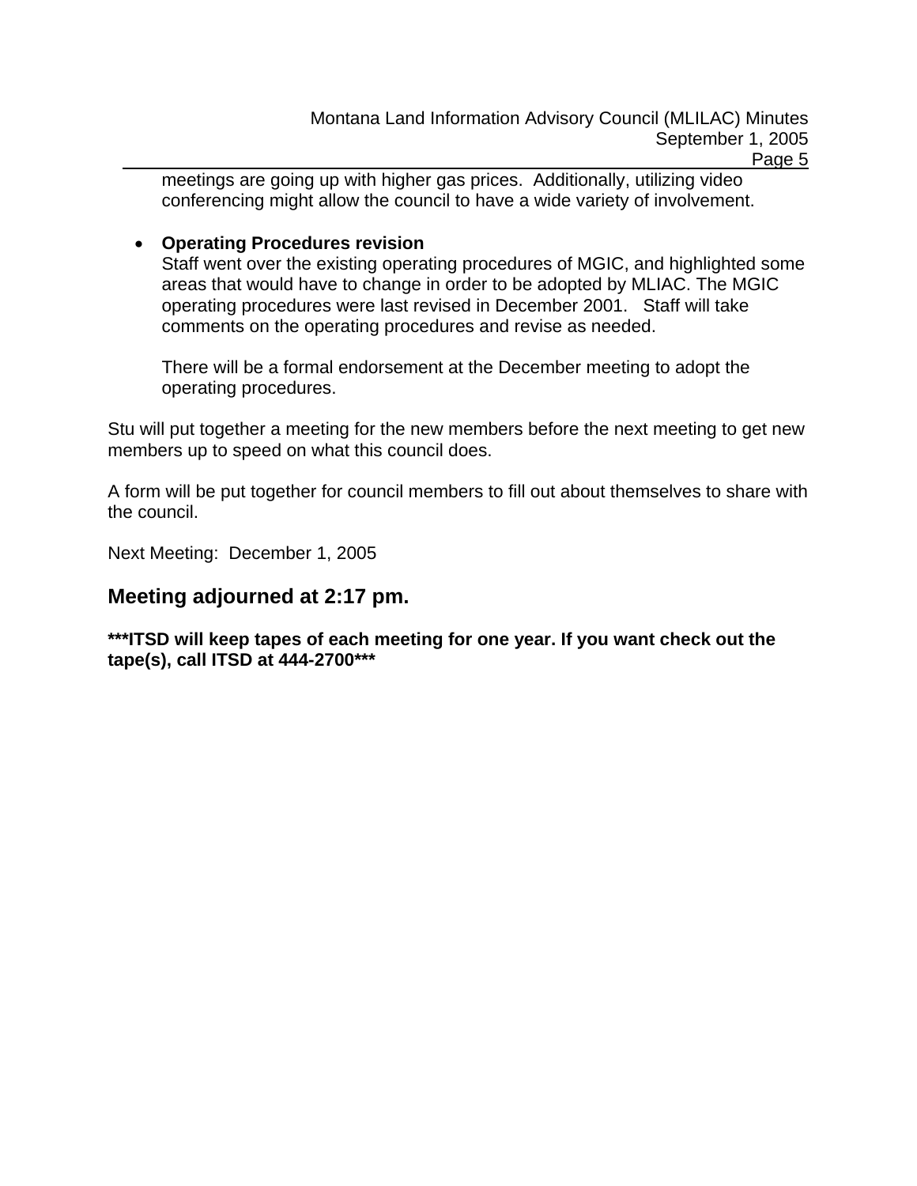meetings are going up with higher gas prices. Additionally, utilizing video conferencing might allow the council to have a wide variety of involvement.

- **Operating Procedures revision**
  Staff went over the existing operating procedures of MGIC, and highlighted some areas that would have to change in order to be adopted by MLIAC. The MGIC operating procedures were last revised in December 2001. Staff will take comments on the operating procedures and revise as needed.

  There will be a formal endorsement at the December meeting to adopt the operating procedures.

Stu will put together a meeting for the new members before the next meeting to get new members up to speed on what this council does.

A form will be put together for council members to fill out about themselves to share with the council.

Next Meeting: December 1, 2005

## Meeting adjourned at 2:17 pm.

**\*\*\*ITSD will keep tapes of each meeting for one year. If you want check out the tape(s), call ITSD at 444-2700\*\*\***